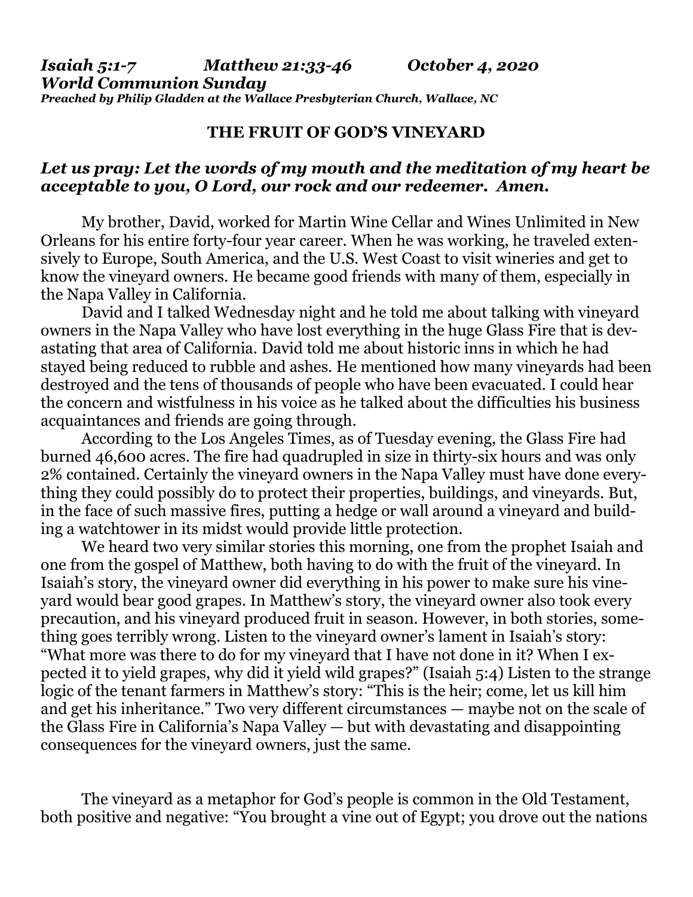***Isaiah 5:1-7 Matthew 21:33-46 October 4, 2020***
***World Communion Sunday***
***Preached by Philip Gladden at the Wallace Presbyterian Church, Wallace, NC***

**THE FRUIT OF GOD'S VINEYARD**

***Let us pray: Let the words of my mouth and the meditation of my heart be acceptable to you, O Lord, our rock and our redeemer. Amen.***

My brother, David, worked for Martin Wine Cellar and Wines Unlimited in New Orleans for his entire forty-four year career. When he was working, he traveled extensively to Europe, South America, and the U.S. West Coast to visit wineries and get to know the vineyard owners. He became good friends with many of them, especially in the Napa Valley in California.

David and I talked Wednesday night and he told me about talking with vineyard owners in the Napa Valley who have lost everything in the huge Glass Fire that is devastating that area of California. David told me about historic inns in which he had stayed being reduced to rubble and ashes. He mentioned how many vineyards had been destroyed and the tens of thousands of people who have been evacuated. I could hear the concern and wistfulness in his voice as he talked about the difficulties his business acquaintances and friends are going through.

According to the Los Angeles Times, as of Tuesday evening, the Glass Fire had burned 46,600 acres. The fire had quadrupled in size in thirty-six hours and was only 2% contained. Certainly the vineyard owners in the Napa Valley must have done everything they could possibly do to protect their properties, buildings, and vineyards. But, in the face of such massive fires, putting a hedge or wall around a vineyard and building a watchtower in its midst would provide little protection.

We heard two very similar stories this morning, one from the prophet Isaiah and one from the gospel of Matthew, both having to do with the fruit of the vineyard. In Isaiah's story, the vineyard owner did everything in his power to make sure his vineyard would bear good grapes. In Matthew's story, the vineyard owner also took every precaution, and his vineyard produced fruit in season. However, in both stories, something goes terribly wrong. Listen to the vineyard owner's lament in Isaiah's story: "What more was there to do for my vineyard that I have not done in it? When I expected it to yield grapes, why did it yield wild grapes?" (Isaiah 5:4) Listen to the strange logic of the tenant farmers in Matthew's story: "This is the heir; come, let us kill him and get his inheritance." Two very different circumstances — maybe not on the scale of the Glass Fire in California's Napa Valley — but with devastating and disappointing consequences for the vineyard owners, just the same.

The vineyard as a metaphor for God's people is common in the Old Testament, both positive and negative: "You brought a vine out of Egypt; you drove out the nations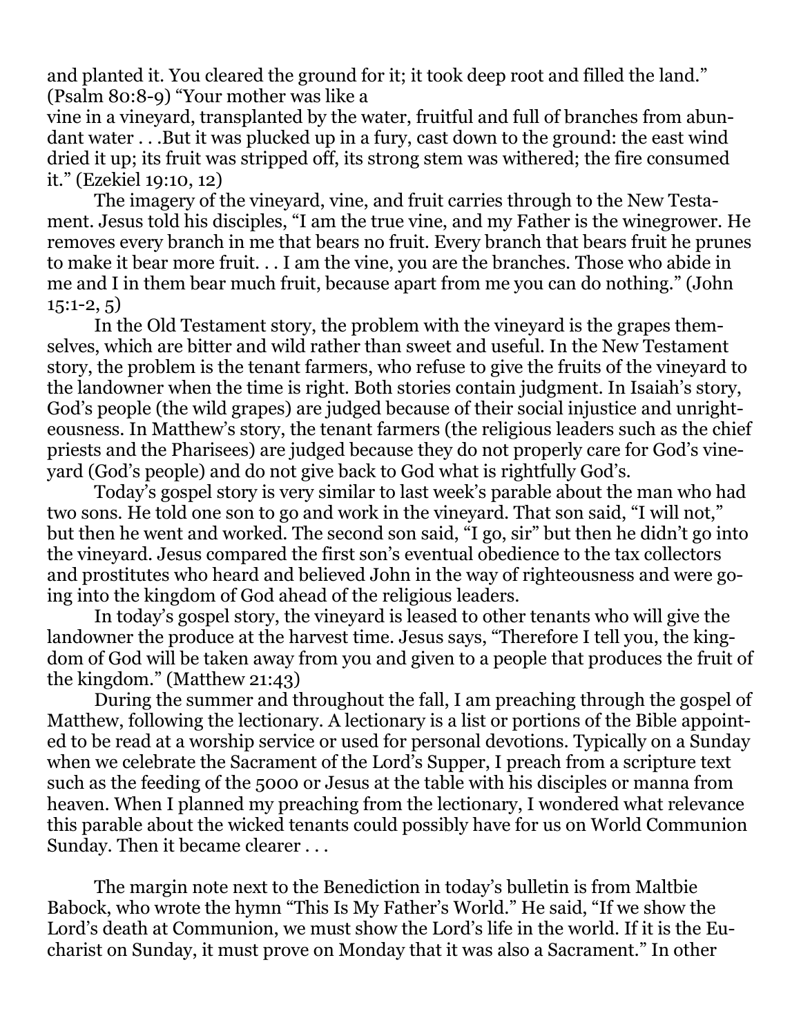and planted it. You cleared the ground for it; it took deep root and filled the land." (Psalm 80:8-9) "Your mother was like a vine in a vineyard, transplanted by the water, fruitful and full of branches from abundant water . . .But it was plucked up in a fury, cast down to the ground: the east wind dried it up; its fruit was stripped off, its strong stem was withered; the fire consumed it." (Ezekiel 19:10, 12)

The imagery of the vineyard, vine, and fruit carries through to the New Testament. Jesus told his disciples, "I am the true vine, and my Father is the winegrower. He removes every branch in me that bears no fruit. Every branch that bears fruit he prunes to make it bear more fruit. . . I am the vine, you are the branches. Those who abide in me and I in them bear much fruit, because apart from me you can do nothing." (John 15:1-2, 5)

In the Old Testament story, the problem with the vineyard is the grapes themselves, which are bitter and wild rather than sweet and useful. In the New Testament story, the problem is the tenant farmers, who refuse to give the fruits of the vineyard to the landowner when the time is right. Both stories contain judgment. In Isaiah's story, God's people (the wild grapes) are judged because of their social injustice and unrighteousness. In Matthew's story, the tenant farmers (the religious leaders such as the chief priests and the Pharisees) are judged because they do not properly care for God's vineyard (God's people) and do not give back to God what is rightfully God's.

Today's gospel story is very similar to last week's parable about the man who had two sons. He told one son to go and work in the vineyard. That son said, "I will not," but then he went and worked. The second son said, "I go, sir" but then he didn't go into the vineyard. Jesus compared the first son's eventual obedience to the tax collectors and prostitutes who heard and believed John in the way of righteousness and were going into the kingdom of God ahead of the religious leaders.

In today's gospel story, the vineyard is leased to other tenants who will give the landowner the produce at the harvest time. Jesus says, "Therefore I tell you, the kingdom of God will be taken away from you and given to a people that produces the fruit of the kingdom." (Matthew 21:43)

During the summer and throughout the fall, I am preaching through the gospel of Matthew, following the lectionary. A lectionary is a list or portions of the Bible appointed to be read at a worship service or used for personal devotions. Typically on a Sunday when we celebrate the Sacrament of the Lord's Supper, I preach from a scripture text such as the feeding of the 5000 or Jesus at the table with his disciples or manna from heaven. When I planned my preaching from the lectionary, I wondered what relevance this parable about the wicked tenants could possibly have for us on World Communion Sunday. Then it became clearer . . .

The margin note next to the Benediction in today's bulletin is from Maltbie Babock, who wrote the hymn "This Is My Father's World." He said, "If we show the Lord's death at Communion, we must show the Lord's life in the world. If it is the Eucharist on Sunday, it must prove on Monday that it was also a Sacrament." In other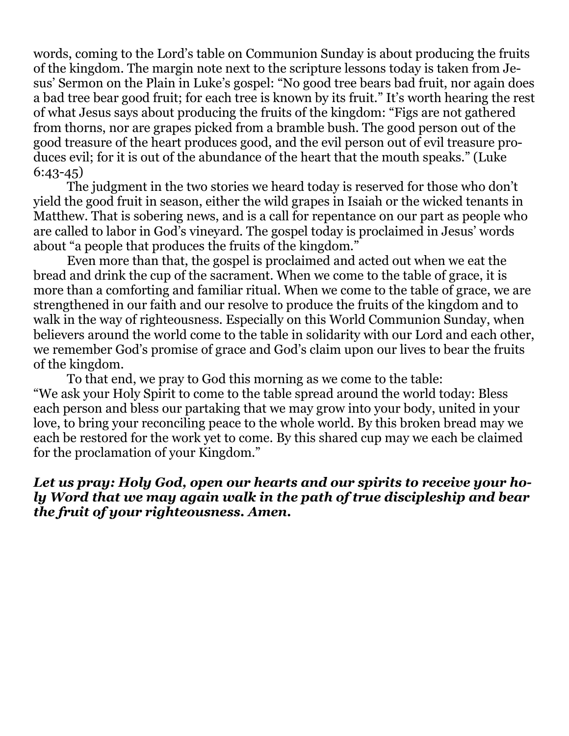words, coming to the Lord's table on Communion Sunday is about producing the fruits of the kingdom. The margin note next to the scripture lessons today is taken from Jesus' Sermon on the Plain in Luke's gospel: "No good tree bears bad fruit, nor again does a bad tree bear good fruit; for each tree is known by its fruit." It's worth hearing the rest of what Jesus says about producing the fruits of the kingdom: "Figs are not gathered from thorns, nor are grapes picked from a bramble bush. The good person out of the good treasure of the heart produces good, and the evil person out of evil treasure produces evil; for it is out of the abundance of the heart that the mouth speaks." (Luke 6:43-45)

The judgment in the two stories we heard today is reserved for those who don't yield the good fruit in season, either the wild grapes in Isaiah or the wicked tenants in Matthew. That is sobering news, and is a call for repentance on our part as people who are called to labor in God's vineyard. The gospel today is proclaimed in Jesus' words about "a people that produces the fruits of the kingdom."

Even more than that, the gospel is proclaimed and acted out when we eat the bread and drink the cup of the sacrament. When we come to the table of grace, it is more than a comforting and familiar ritual. When we come to the table of grace, we are strengthened in our faith and our resolve to produce the fruits of the kingdom and to walk in the way of righteousness. Especially on this World Communion Sunday, when believers around the world come to the table in solidarity with our Lord and each other, we remember God's promise of grace and God's claim upon our lives to bear the fruits of the kingdom.

To that end, we pray to God this morning as we come to the table:
"We ask your Holy Spirit to come to the table spread around the world today: Bless each person and bless our partaking that we may grow into your body, united in your love, to bring your reconciling peace to the whole world. By this broken bread may we each be restored for the work yet to come. By this shared cup may we each be claimed for the proclamation of your Kingdom."

***Let us pray: Holy God, open our hearts and our spirits to receive your holy Word that we may again walk in the path of true discipleship and bear the fruit of your righteousness. Amen.***